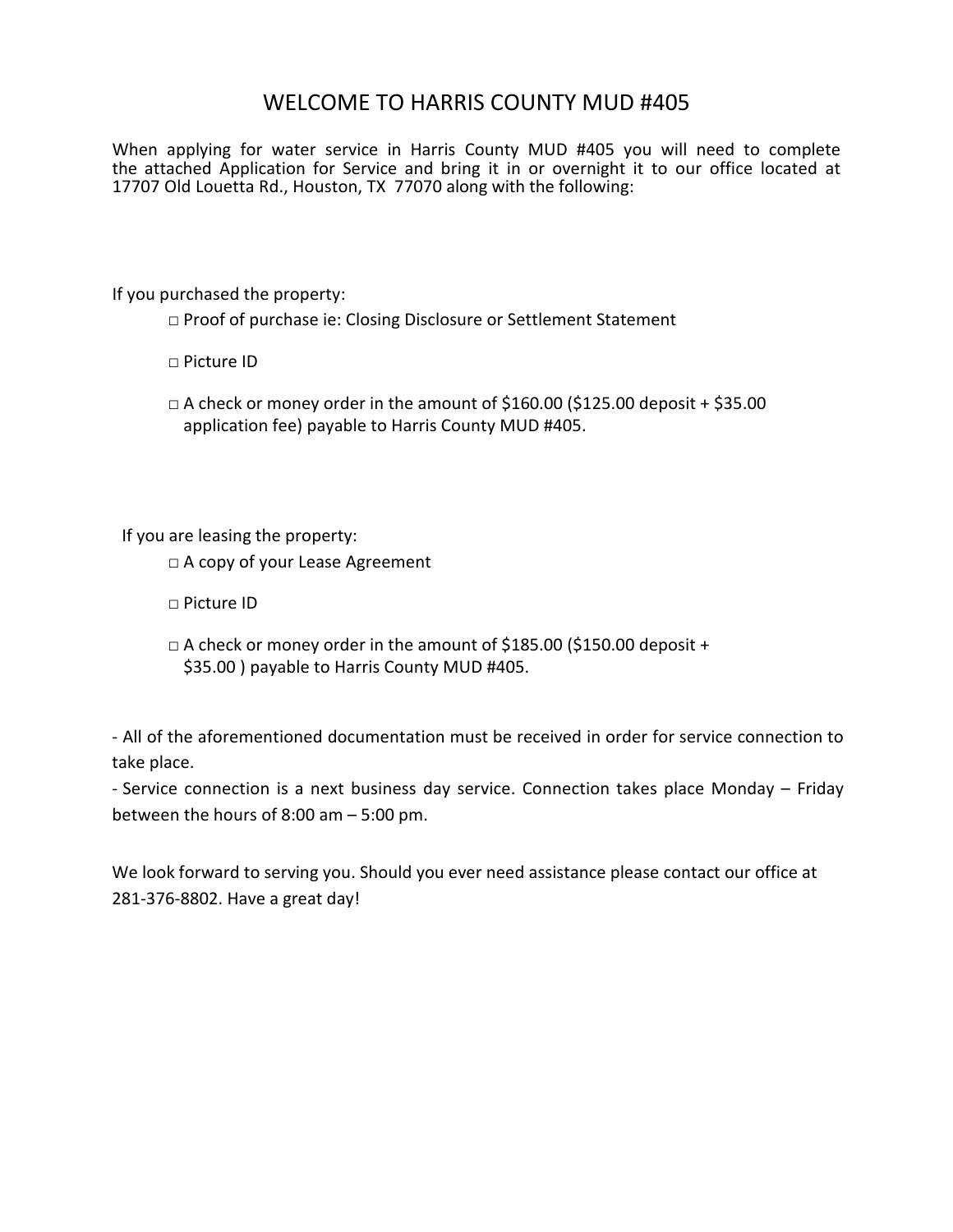# WELCOME TO HARRIS COUNTY MUD #405

When applying for water service in Harris County MUD #405 you will need to complete the attached Application for Service and bring it in or overnight it to our office located at 17707 Old Louetta Rd., Houston, TX 77070 along with the following:

If you purchased the property:

- □ Proof of purchase ie: Closing Disclosure or Settlement Statement
- □ Picture ID
- □ A check or money order in the amount of $160.00 ($125.00 deposit + $35.00 application fee) payable to Harris County MUD #405.

If you are leasing the property:

- □ A copy of your Lease Agreement
- □ Picture ID
- □ A check or money order in the amount of $185.00 ($150.00 deposit + $35.00 ) payable to Harris County MUD #405.

- All of the aforementioned documentation must be received in order for service connection to take place.
- Service connection is a next business day service. Connection takes place Monday – Friday between the hours of 8:00 am – 5:00 pm.

We look forward to serving you. Should you ever need assistance please contact our office at 281-376-8802. Have a great day!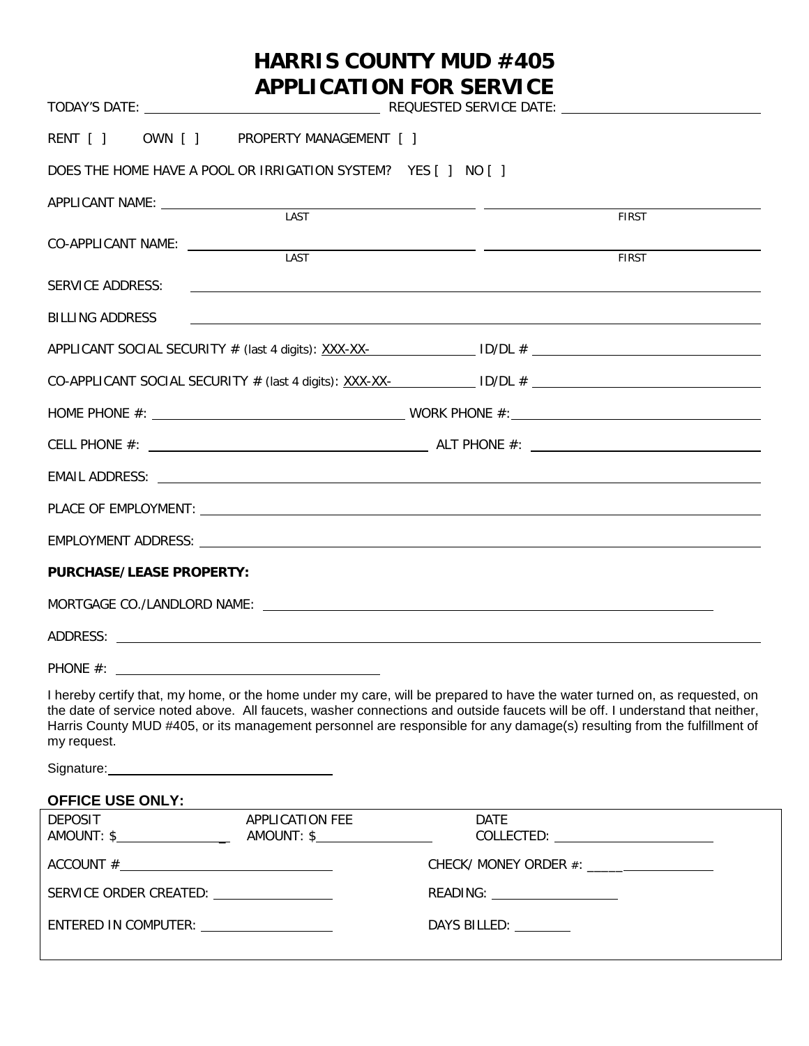# HARRIS COUNTY MUD #405
# APPLICATION FOR SERVICE

TODAY'S DATE: ______________________ REQUESTED SERVICE DATE: ______________________

RENT [ ] OWN [ ] PROPERTY MANAGEMENT [ ]

DOES THE HOME HAVE A POOL OR IRRIGATION SYSTEM? YES [ ] NO [ ]

APPLICANT NAME: ______________________ ______________________
LAST FIRST

CO-APPLICANT NAME: ______________________ ______________________
LAST FIRST

SERVICE ADDRESS: ______________________

BILLING ADDRESS ______________________

APPLICANT SOCIAL SECURITY # (last 4 digits): XXX-XX-__________ ID/DL # ______________________

CO-APPLICANT SOCIAL SECURITY # (last 4 digits): XXX-XX-__________ ID/DL # ______________________

HOME PHONE #: ______________________ WORK PHONE #: ______________________

CELL PHONE #: ______________________ ALT PHONE #: ______________________

EMAIL ADDRESS: ______________________

PLACE OF EMPLOYMENT: ______________________

EMPLOYMENT ADDRESS: ______________________

**PURCHASE/LEASE PROPERTY:**

MORTGAGE CO./LANDLORD NAME: ______________________

ADDRESS: ______________________

PHONE #: ______________________

I hereby certify that, my home, or the home under my care, will be prepared to have the water turned on, as requested, on the date of service noted above. All faucets, washer connections and outside faucets will be off. I understand that neither, Harris County MUD #405, or its management personnel are responsible for any damage(s) resulting from the fulfillment of my request.

Signature: ______________________

**OFFICE USE ONLY:**

| | | |
|---|---|---|
| DEPOSIT AMOUNT: $__________ | APPLICATION FEE AMOUNT: $__________ | DATE COLLECTED: __________ |
| ACCOUNT #__________ | | CHECK/ MONEY ORDER #: __________ |
| SERVICE ORDER CREATED: __________ | | READING: __________ |
| ENTERED IN COMPUTER: __________ | | DAYS BILLED: __________ |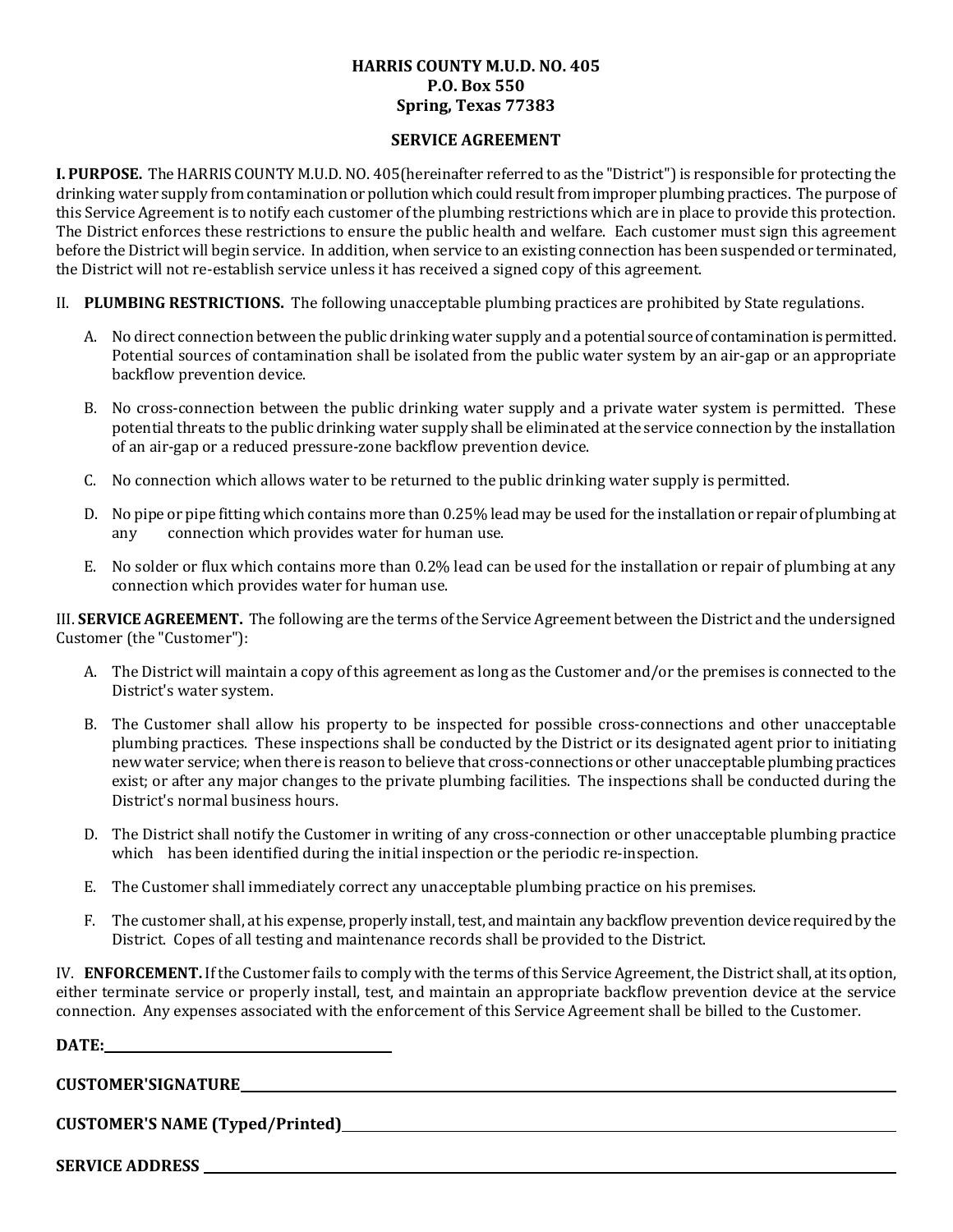**HARRIS COUNTY M.U.D. NO. 405**
**P.O. Box 550**
**Spring, Texas 77383**

**SERVICE AGREEMENT**

**I. PURPOSE.** The HARRIS COUNTY M.U.D. NO. 405(hereinafter referred to as the "District") is responsible for protecting the drinking water supply from contamination or pollution which could result from improper plumbing practices. The purpose of this Service Agreement is to notify each customer of the plumbing restrictions which are in place to provide this protection. The District enforces these restrictions to ensure the public health and welfare. Each customer must sign this agreement before the District will begin service. In addition, when service to an existing connection has been suspended or terminated, the District will not re-establish service unless it has received a signed copy of this agreement.

II. **PLUMBING RESTRICTIONS.** The following unacceptable plumbing practices are prohibited by State regulations.

A. No direct connection between the public drinking water supply and a potential source of contamination is permitted. Potential sources of contamination shall be isolated from the public water system by an air-gap or an appropriate backflow prevention device.

B. No cross-connection between the public drinking water supply and a private water system is permitted. These potential threats to the public drinking water supply shall be eliminated at the service connection by the installation of an air-gap or a reduced pressure-zone backflow prevention device.

C. No connection which allows water to be returned to the public drinking water supply is permitted.

D. No pipe or pipe fitting which contains more than 0.25% lead may be used for the installation or repair of plumbing at any connection which provides water for human use.

E. No solder or flux which contains more than 0.2% lead can be used for the installation or repair of plumbing at any connection which provides water for human use.

III. **SERVICE AGREEMENT.** The following are the terms of the Service Agreement between the District and the undersigned Customer (the "Customer"):

A. The District will maintain a copy of this agreement as long as the Customer and/or the premises is connected to the District's water system.

B. The Customer shall allow his property to be inspected for possible cross-connections and other unacceptable plumbing practices. These inspections shall be conducted by the District or its designated agent prior to initiating new water service; when there is reason to believe that cross-connections or other unacceptable plumbing practices exist; or after any major changes to the private plumbing facilities. The inspections shall be conducted during the District's normal business hours.

D. The District shall notify the Customer in writing of any cross-connection or other unacceptable plumbing practice which has been identified during the initial inspection or the periodic re-inspection.

E. The Customer shall immediately correct any unacceptable plumbing practice on his premises.

F. The customer shall, at his expense, properly install, test, and maintain any backflow prevention device required by the District. Copes of all testing and maintenance records shall be provided to the District.

IV. **ENFORCEMENT.** If the Customer fails to comply with the terms of this Service Agreement, the District shall, at its option, either terminate service or properly install, test, and maintain an appropriate backflow prevention device at the service connection. Any expenses associated with the enforcement of this Service Agreement shall be billed to the Customer.

**DATE:**\_\_\_\_\_\_\_\_\_\_\_\_\_\_\_\_\_\_\_\_\_\_\_\_\_\_\_\_\_\_

**CUSTOMER'SIGNATURE**\_\_\_\_\_\_\_\_\_\_\_\_\_\_\_\_\_\_\_\_\_\_\_\_\_\_\_\_\_\_\_\_\_\_\_\_\_\_\_\_\_\_\_\_\_\_\_\_

**CUSTOMER'S NAME (Typed/Printed)**\_\_\_\_\_\_\_\_\_\_\_\_\_\_\_\_\_\_\_\_\_\_\_\_\_\_\_\_\_\_\_\_\_\_\_\_\_\_\_\_

**SERVICE ADDRESS** \_\_\_\_\_\_\_\_\_\_\_\_\_\_\_\_\_\_\_\_\_\_\_\_\_\_\_\_\_\_\_\_\_\_\_\_\_\_\_\_\_\_\_\_\_\_\_\_\_\_\_\_